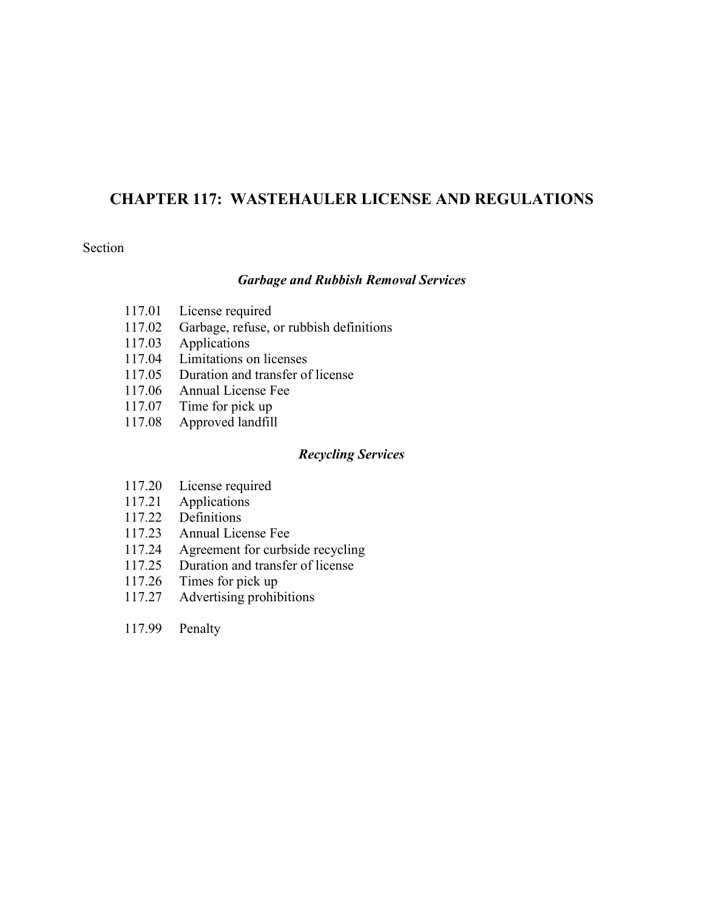# CHAPTER 117: WASTEHAULER LICENSE AND REGULATIONS

Section

### *Garbage and Rubbish Removal Services*

117.01 License required
117.02 Garbage, refuse, or rubbish definitions
117.03 Applications
117.04 Limitations on licenses
117.05 Duration and transfer of license
117.06 Annual License Fee
117.07 Time for pick up
117.08 Approved landfill

### *Recycling Services*

117.20 License required
117.21 Applications
117.22 Definitions
117.23 Annual License Fee
117.24 Agreement for curbside recycling
117.25 Duration and transfer of license
117.26 Times for pick up
117.27 Advertising prohibitions

117.99 Penalty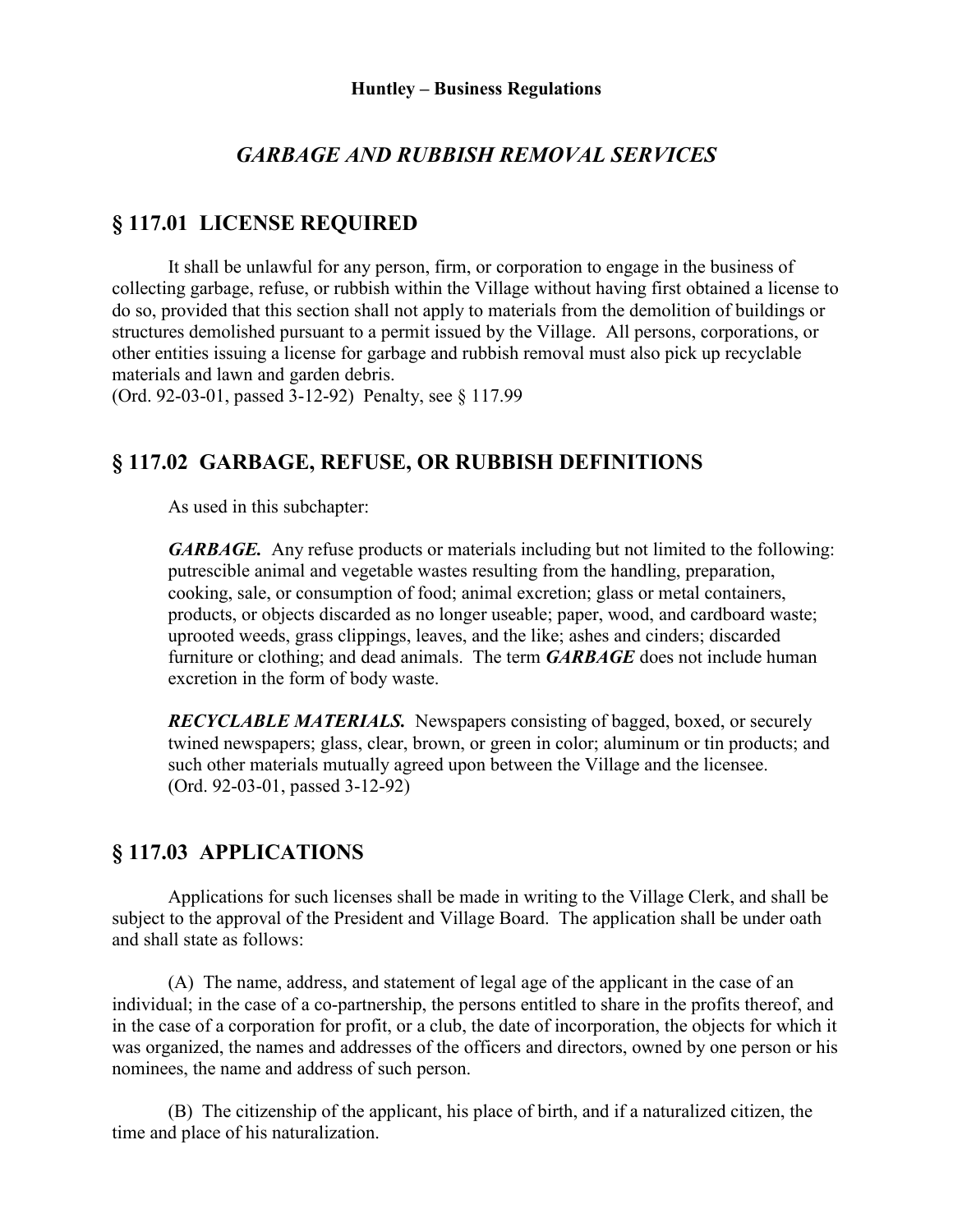# GARBAGE AND RUBBISH REMOVAL SERVICES

## § 117.01 LICENSE REQUIRED

It shall be unlawful for any person, firm, or corporation to engage in the business of collecting garbage, refuse, or rubbish within the Village without having first obtained a license to do so, provided that this section shall not apply to materials from the demolition of buildings or structures demolished pursuant to a permit issued by the Village. All persons, corporations, or other entities issuing a license for garbage and rubbish removal must also pick up recyclable materials and lawn and garden debris.
(Ord. 92-03-01, passed 3-12-92) Penalty, see § 117.99

## § 117.02 GARBAGE, REFUSE, OR RUBBISH DEFINITIONS

As used in this subchapter:

***GARBAGE.*** Any refuse products or materials including but not limited to the following: putrescible animal and vegetable wastes resulting from the handling, preparation, cooking, sale, or consumption of food; animal excretion; glass or metal containers, products, or objects discarded as no longer useable; paper, wood, and cardboard waste; uprooted weeds, grass clippings, leaves, and the like; ashes and cinders; discarded furniture or clothing; and dead animals. The term ***GARBAGE*** does not include human excretion in the form of body waste.

***RECYCLABLE MATERIALS.*** Newspapers consisting of bagged, boxed, or securely twined newspapers; glass, clear, brown, or green in color; aluminum or tin products; and such other materials mutually agreed upon between the Village and the licensee.
(Ord. 92-03-01, passed 3-12-92)

## § 117.03 APPLICATIONS

Applications for such licenses shall be made in writing to the Village Clerk, and shall be subject to the approval of the President and Village Board. The application shall be under oath and shall state as follows:

(A) The name, address, and statement of legal age of the applicant in the case of an individual; in the case of a co-partnership, the persons entitled to share in the profits thereof, and in the case of a corporation for profit, or a club, the date of incorporation, the objects for which it was organized, the names and addresses of the officers and directors, owned by one person or his nominees, the name and address of such person.

(B) The citizenship of the applicant, his place of birth, and if a naturalized citizen, the time and place of his naturalization.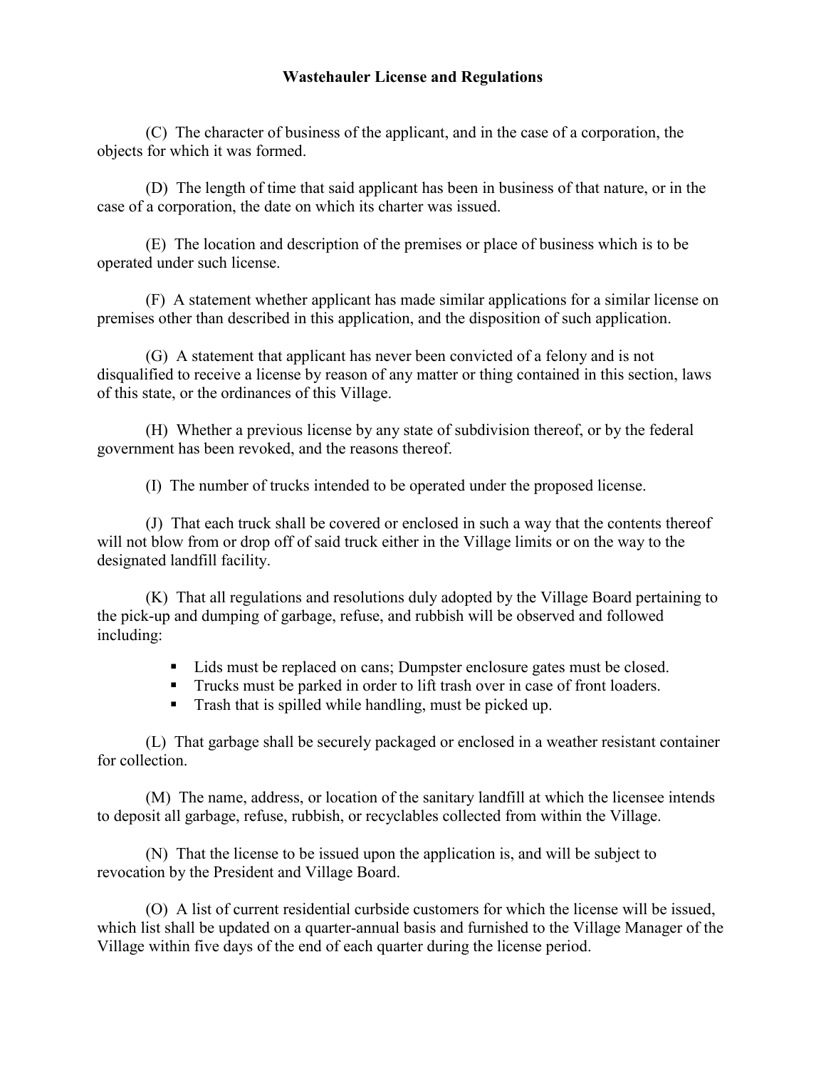**Wastehauler License and Regulations**

(C) The character of business of the applicant, and in the case of a corporation, the objects for which it was formed.

(D) The length of time that said applicant has been in business of that nature, or in the case of a corporation, the date on which its charter was issued.

(E) The location and description of the premises or place of business which is to be operated under such license.

(F) A statement whether applicant has made similar applications for a similar license on premises other than described in this application, and the disposition of such application.

(G) A statement that applicant has never been convicted of a felony and is not disqualified to receive a license by reason of any matter or thing contained in this section, laws of this state, or the ordinances of this Village.

(H) Whether a previous license by any state of subdivision thereof, or by the federal government has been revoked, and the reasons thereof.

(I) The number of trucks intended to be operated under the proposed license.

(J) That each truck shall be covered or enclosed in such a way that the contents thereof will not blow from or drop off of said truck either in the Village limits or on the way to the designated landfill facility.

(K) That all regulations and resolutions duly adopted by the Village Board pertaining to the pick-up and dumping of garbage, refuse, and rubbish will be observed and followed including:

- Lids must be replaced on cans; Dumpster enclosure gates must be closed.
- Trucks must be parked in order to lift trash over in case of front loaders.
- Trash that is spilled while handling, must be picked up.

(L) That garbage shall be securely packaged or enclosed in a weather resistant container for collection.

(M) The name, address, or location of the sanitary landfill at which the licensee intends to deposit all garbage, refuse, rubbish, or recyclables collected from within the Village.

(N) That the license to be issued upon the application is, and will be subject to revocation by the President and Village Board.

(O) A list of current residential curbside customers for which the license will be issued, which list shall be updated on a quarter-annual basis and furnished to the Village Manager of the Village within five days of the end of each quarter during the license period.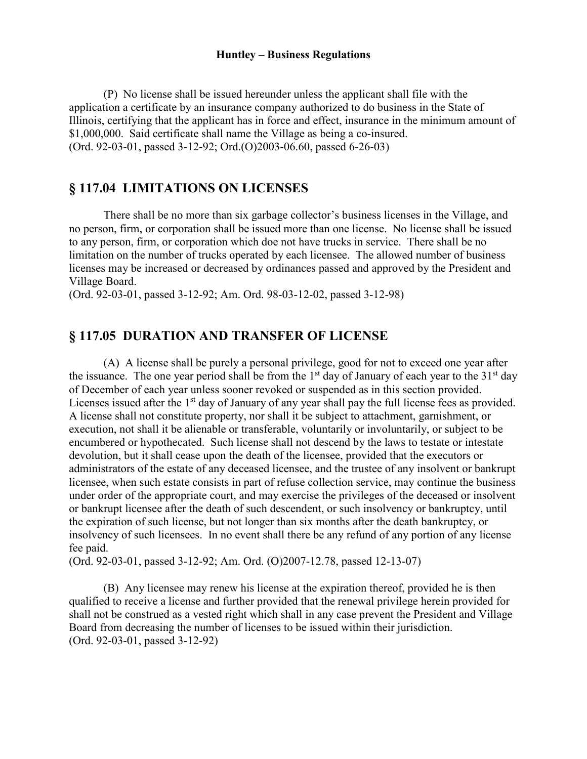(P) No license shall be issued hereunder unless the applicant shall file with the application a certificate by an insurance company authorized to do business in the State of Illinois, certifying that the applicant has in force and effect, insurance in the minimum amount of $1,000,000. Said certificate shall name the Village as being a co-insured.
(Ord. 92-03-01, passed 3-12-92; Ord.(O)2003-06.60, passed 6-26-03)

## § 117.04 LIMITATIONS ON LICENSES

There shall be no more than six garbage collector's business licenses in the Village, and no person, firm, or corporation shall be issued more than one license. No license shall be issued to any person, firm, or corporation which doe not have trucks in service. There shall be no limitation on the number of trucks operated by each licensee. The allowed number of business licenses may be increased or decreased by ordinances passed and approved by the President and Village Board.
(Ord. 92-03-01, passed 3-12-92; Am. Ord. 98-03-12-02, passed 3-12-98)

## § 117.05 DURATION AND TRANSFER OF LICENSE

(A) A license shall be purely a personal privilege, good for not to exceed one year after the issuance. The one year period shall be from the 1st day of January of each year to the 31st day of December of each year unless sooner revoked or suspended as in this section provided. Licenses issued after the 1st day of January of any year shall pay the full license fees as provided. A license shall not constitute property, nor shall it be subject to attachment, garnishment, or execution, not shall it be alienable or transferable, voluntarily or involuntarily, or subject to be encumbered or hypothecated. Such license shall not descend by the laws to testate or intestate devolution, but it shall cease upon the death of the licensee, provided that the executors or administrators of the estate of any deceased licensee, and the trustee of any insolvent or bankrupt licensee, when such estate consists in part of refuse collection service, may continue the business under order of the appropriate court, and may exercise the privileges of the deceased or insolvent or bankrupt licensee after the death of such descendent, or such insolvency or bankruptcy, until the expiration of such license, but not longer than six months after the death bankruptcy, or insolvency of such licensees. In no event shall there be any refund of any portion of any license fee paid.
(Ord. 92-03-01, passed 3-12-92; Am. Ord. (O)2007-12.78, passed 12-13-07)

(B) Any licensee may renew his license at the expiration thereof, provided he is then qualified to receive a license and further provided that the renewal privilege herein provided for shall not be construed as a vested right which shall in any case prevent the President and Village Board from decreasing the number of licenses to be issued within their jurisdiction.
(Ord. 92-03-01, passed 3-12-92)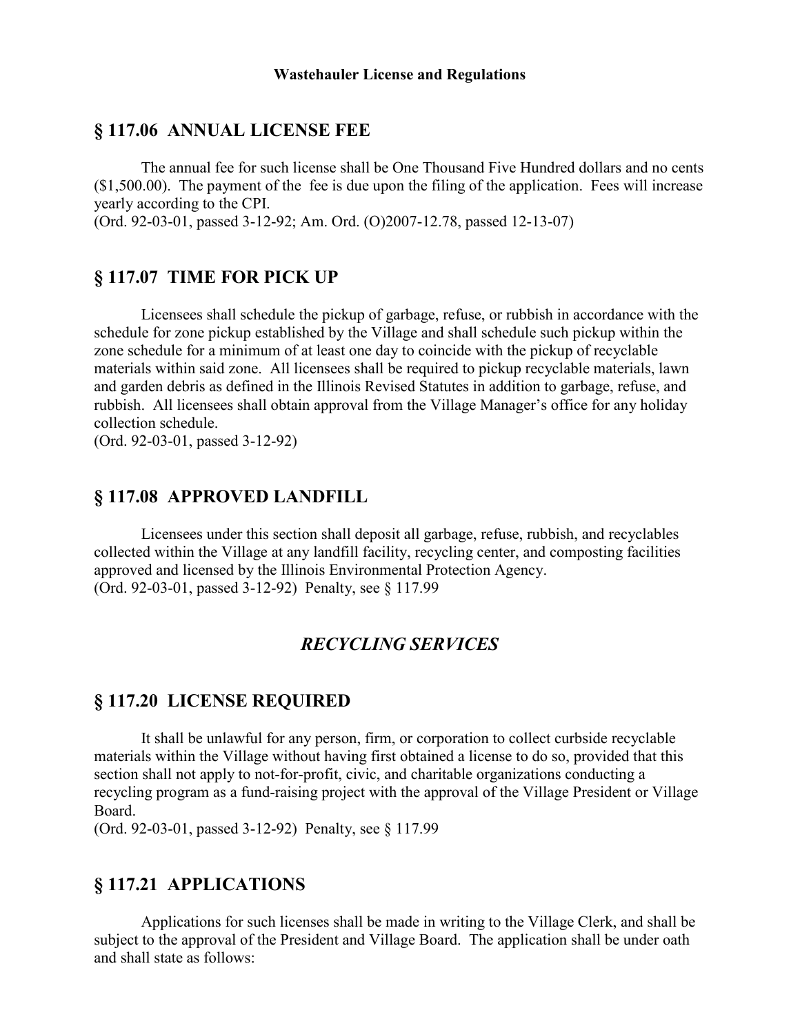## § 117.06 ANNUAL LICENSE FEE

The annual fee for such license shall be One Thousand Five Hundred dollars and no cents ($1,500.00). The payment of the fee is due upon the filing of the application. Fees will increase yearly according to the CPI.
(Ord. 92-03-01, passed 3-12-92; Am. Ord. (O)2007-12.78, passed 12-13-07)

## § 117.07 TIME FOR PICK UP

Licensees shall schedule the pickup of garbage, refuse, or rubbish in accordance with the schedule for zone pickup established by the Village and shall schedule such pickup within the zone schedule for a minimum of at least one day to coincide with the pickup of recyclable materials within said zone. All licensees shall be required to pickup recyclable materials, lawn and garden debris as defined in the Illinois Revised Statutes in addition to garbage, refuse, and rubbish. All licensees shall obtain approval from the Village Manager's office for any holiday collection schedule.
(Ord. 92-03-01, passed 3-12-92)

## § 117.08 APPROVED LANDFILL

Licensees under this section shall deposit all garbage, refuse, rubbish, and recyclables collected within the Village at any landfill facility, recycling center, and composting facilities approved and licensed by the Illinois Environmental Protection Agency.
(Ord. 92-03-01, passed 3-12-92) Penalty, see § 117.99

# *RECYCLING SERVICES*

## § 117.20 LICENSE REQUIRED

It shall be unlawful for any person, firm, or corporation to collect curbside recyclable materials within the Village without having first obtained a license to do so, provided that this section shall not apply to not-for-profit, civic, and charitable organizations conducting a recycling program as a fund-raising project with the approval of the Village President or Village Board.
(Ord. 92-03-01, passed 3-12-92) Penalty, see § 117.99

## § 117.21 APPLICATIONS

Applications for such licenses shall be made in writing to the Village Clerk, and shall be subject to the approval of the President and Village Board. The application shall be under oath and shall state as follows: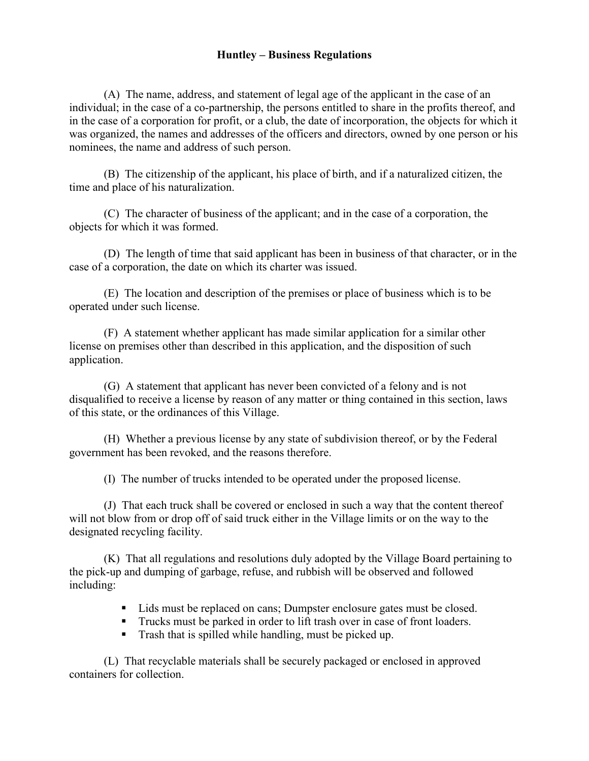**Huntley – Business Regulations**

(A) The name, address, and statement of legal age of the applicant in the case of an individual; in the case of a co-partnership, the persons entitled to share in the profits thereof, and in the case of a corporation for profit, or a club, the date of incorporation, the objects for which it was organized, the names and addresses of the officers and directors, owned by one person or his nominees, the name and address of such person.

(B) The citizenship of the applicant, his place of birth, and if a naturalized citizen, the time and place of his naturalization.

(C) The character of business of the applicant; and in the case of a corporation, the objects for which it was formed.

(D) The length of time that said applicant has been in business of that character, or in the case of a corporation, the date on which its charter was issued.

(E) The location and description of the premises or place of business which is to be operated under such license.

(F) A statement whether applicant has made similar application for a similar other license on premises other than described in this application, and the disposition of such application.

(G) A statement that applicant has never been convicted of a felony and is not disqualified to receive a license by reason of any matter or thing contained in this section, laws of this state, or the ordinances of this Village.

(H) Whether a previous license by any state of subdivision thereof, or by the Federal government has been revoked, and the reasons therefore.

(I) The number of trucks intended to be operated under the proposed license.

(J) That each truck shall be covered or enclosed in such a way that the content thereof will not blow from or drop off of said truck either in the Village limits or on the way to the designated recycling facility.

(K) That all regulations and resolutions duly adopted by the Village Board pertaining to the pick-up and dumping of garbage, refuse, and rubbish will be observed and followed including:

- Lids must be replaced on cans; Dumpster enclosure gates must be closed.
- Trucks must be parked in order to lift trash over in case of front loaders.
- Trash that is spilled while handling, must be picked up.

(L) That recyclable materials shall be securely packaged or enclosed in approved containers for collection.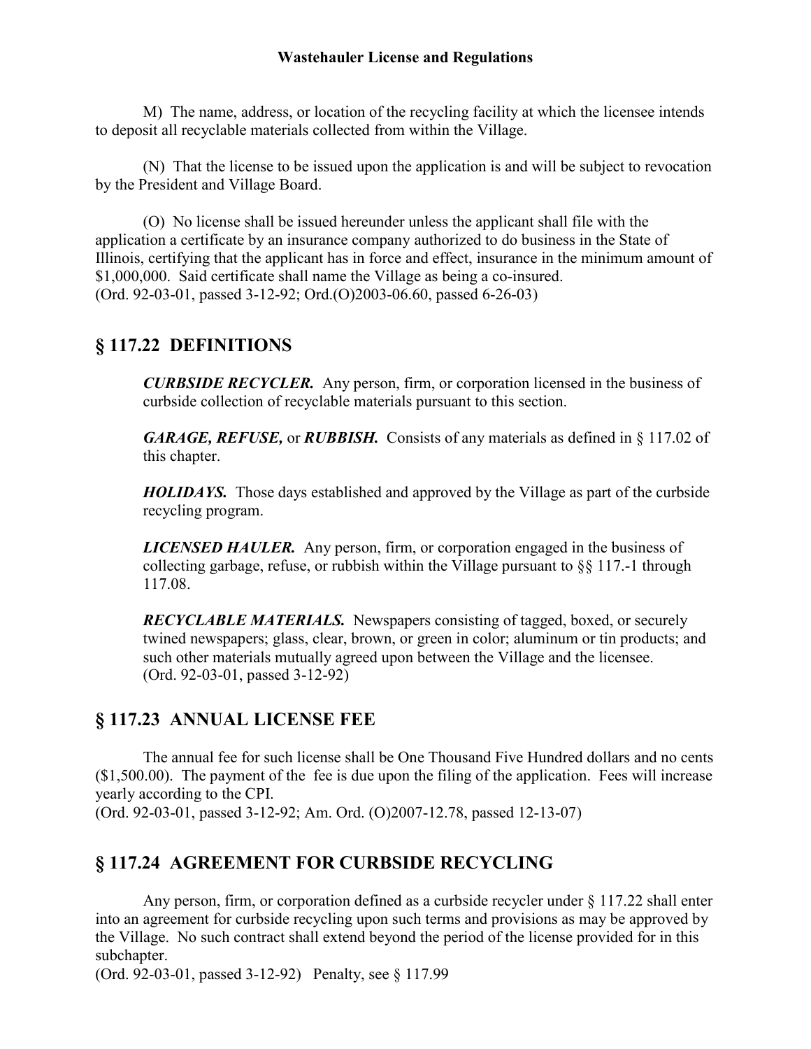M) The name, address, or location of the recycling facility at which the licensee intends to deposit all recyclable materials collected from within the Village.

(N) That the license to be issued upon the application is and will be subject to revocation by the President and Village Board.

(O) No license shall be issued hereunder unless the applicant shall file with the application a certificate by an insurance company authorized to do business in the State of Illinois, certifying that the applicant has in force and effect, insurance in the minimum amount of $1,000,000. Said certificate shall name the Village as being a co-insured.
(Ord. 92-03-01, passed 3-12-92; Ord.(O)2003-06.60, passed 6-26-03)

## § 117.22 DEFINITIONS

***CURBSIDE RECYCLER.*** Any person, firm, or corporation licensed in the business of curbside collection of recyclable materials pursuant to this section.

***GARAGE, REFUSE,*** or ***RUBBISH.*** Consists of any materials as defined in § 117.02 of this chapter.

***HOLIDAYS.*** Those days established and approved by the Village as part of the curbside recycling program.

***LICENSED HAULER.*** Any person, firm, or corporation engaged in the business of collecting garbage, refuse, or rubbish within the Village pursuant to §§ 117.-1 through 117.08.

***RECYCLABLE MATERIALS.*** Newspapers consisting of tagged, boxed, or securely twined newspapers; glass, clear, brown, or green in color; aluminum or tin products; and such other materials mutually agreed upon between the Village and the licensee.
(Ord. 92-03-01, passed 3-12-92)

## § 117.23 ANNUAL LICENSE FEE

The annual fee for such license shall be One Thousand Five Hundred dollars and no cents ($1,500.00). The payment of the fee is due upon the filing of the application. Fees will increase yearly according to the CPI.
(Ord. 92-03-01, passed 3-12-92; Am. Ord. (O)2007-12.78, passed 12-13-07)

## § 117.24 AGREEMENT FOR CURBSIDE RECYCLING

Any person, firm, or corporation defined as a curbside recycler under § 117.22 shall enter into an agreement for curbside recycling upon such terms and provisions as may be approved by the Village. No such contract shall extend beyond the period of the license provided for in this subchapter.
(Ord. 92-03-01, passed 3-12-92) Penalty, see § 117.99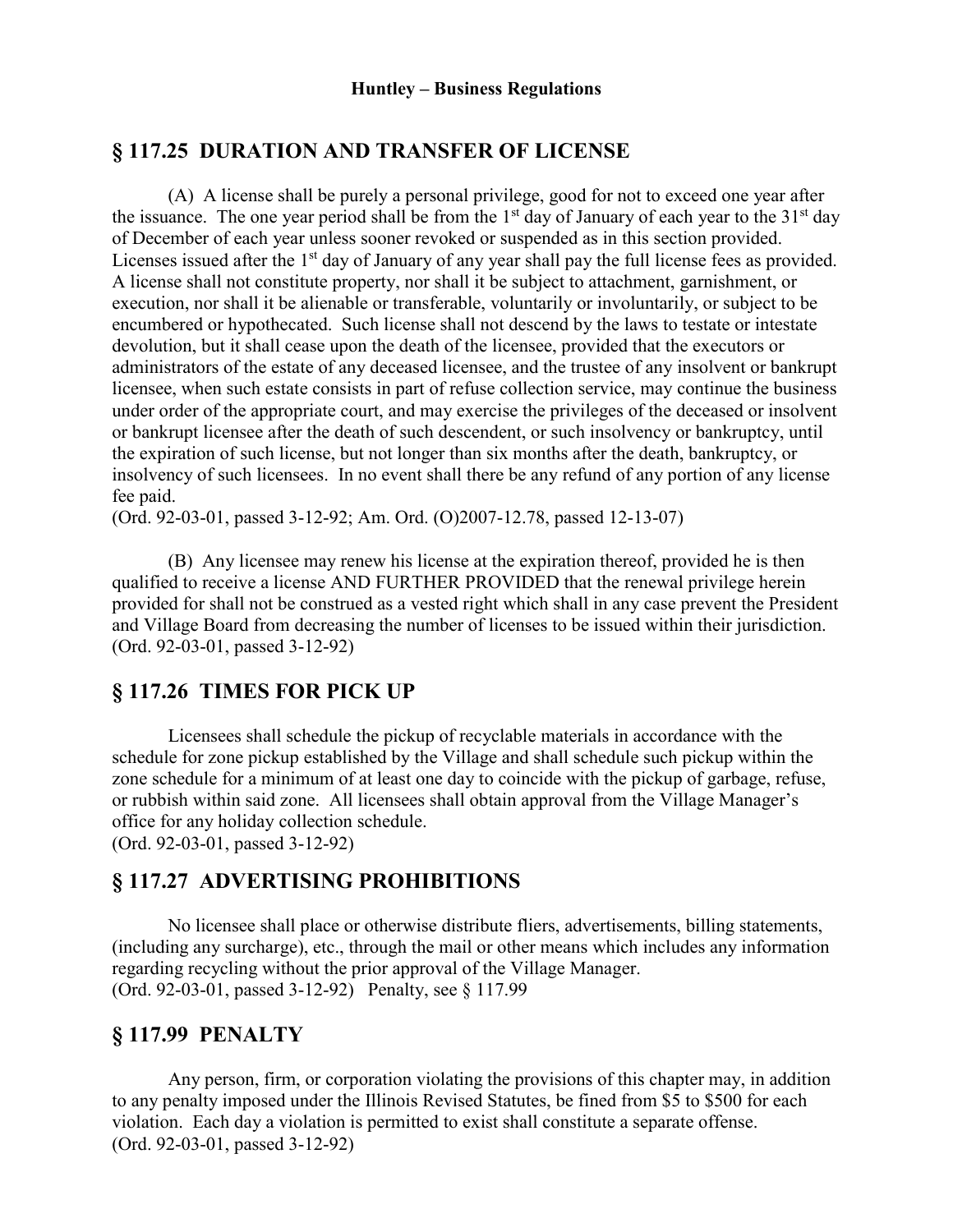## § 117.25 DURATION AND TRANSFER OF LICENSE

(A) A license shall be purely a personal privilege, good for not to exceed one year after the issuance. The one year period shall be from the 1st day of January of each year to the 31st day of December of each year unless sooner revoked or suspended as in this section provided. Licenses issued after the 1st day of January of any year shall pay the full license fees as provided. A license shall not constitute property, nor shall it be subject to attachment, garnishment, or execution, nor shall it be alienable or transferable, voluntarily or involuntarily, or subject to be encumbered or hypothecated. Such license shall not descend by the laws to testate or intestate devolution, but it shall cease upon the death of the licensee, provided that the executors or administrators of the estate of any deceased licensee, and the trustee of any insolvent or bankrupt licensee, when such estate consists in part of refuse collection service, may continue the business under order of the appropriate court, and may exercise the privileges of the deceased or insolvent or bankrupt licensee after the death of such descendent, or such insolvency or bankruptcy, until the expiration of such license, but not longer than six months after the death, bankruptcy, or insolvency of such licensees. In no event shall there be any refund of any portion of any license fee paid.
(Ord. 92-03-01, passed 3-12-92; Am. Ord. (O)2007-12.78, passed 12-13-07)

(B) Any licensee may renew his license at the expiration thereof, provided he is then qualified to receive a license AND FURTHER PROVIDED that the renewal privilege herein provided for shall not be construed as a vested right which shall in any case prevent the President and Village Board from decreasing the number of licenses to be issued within their jurisdiction.
(Ord. 92-03-01, passed 3-12-92)

## § 117.26 TIMES FOR PICK UP

Licensees shall schedule the pickup of recyclable materials in accordance with the schedule for zone pickup established by the Village and shall schedule such pickup within the zone schedule for a minimum of at least one day to coincide with the pickup of garbage, refuse, or rubbish within said zone. All licensees shall obtain approval from the Village Manager's office for any holiday collection schedule.
(Ord. 92-03-01, passed 3-12-92)

## § 117.27 ADVERTISING PROHIBITIONS

No licensee shall place or otherwise distribute fliers, advertisements, billing statements, (including any surcharge), etc., through the mail or other means which includes any information regarding recycling without the prior approval of the Village Manager.
(Ord. 92-03-01, passed 3-12-92) Penalty, see § 117.99

## § 117.99 PENALTY

Any person, firm, or corporation violating the provisions of this chapter may, in addition to any penalty imposed under the Illinois Revised Statutes, be fined from $5 to $500 for each violation. Each day a violation is permitted to exist shall constitute a separate offense.
(Ord. 92-03-01, passed 3-12-92)